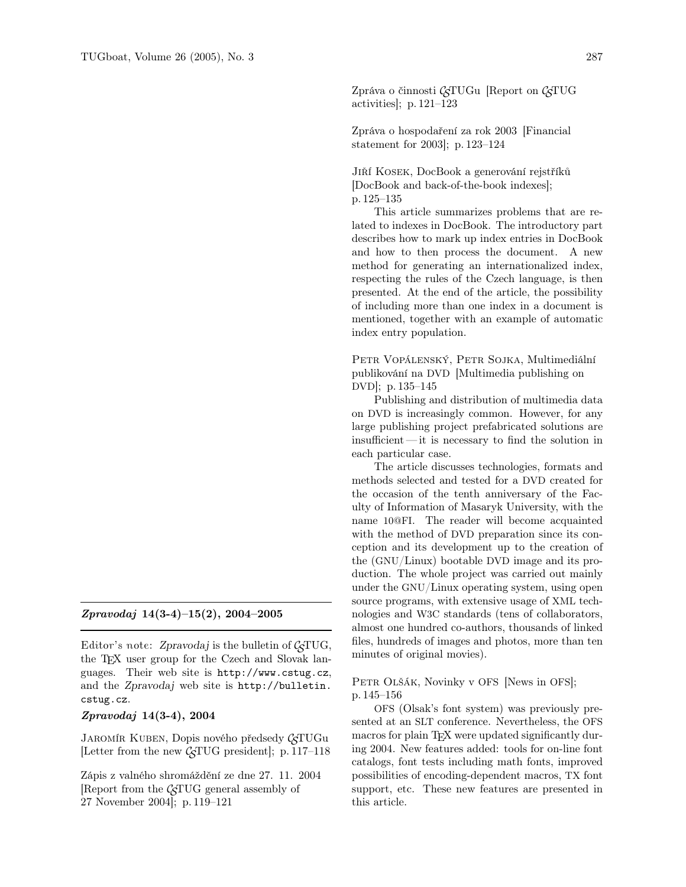## *Zpravodaj* 14(3-4)–15(2), 2004–2005

Editor's note: *Zpravodaj* is the bulletin of CSTUG, the TEX user group for the Czech and Slovak languages. Their web site is http://www.cstug.cz, and the *Zpravodaj* web site is http://bulletin.cstug.cz.

### *Zpravodaj* 14(3-4), 2004

Jaromír Kuben, Dopis nového předsedy CSTUGu [Letter from the new CSTUG president]; p. 117–118

Zápis z valného shromáždění ze dne 27. 11. 2004 [Report from the CSTUG general assembly of 27 November 2004]; p. 119–121

Zpráva o činnosti CSTUGu [Report on CSTUG activities]; p. 121–123

Zpráva o hospodaření za rok 2003 [Financial statement for 2003]; p. 123–124

Jiří Kosek, DocBook a generování rejstříků [DocBook and back-of-the-book indexes]; p. 125–135

This article summarizes problems that are related to indexes in DocBook. The introductory part describes how to mark up index entries in DocBook and how to then process the document. A new method for generating an internationalized index, respecting the rules of the Czech language, is then presented. At the end of the article, the possibility of including more than one index in a document is mentioned, together with an example of automatic index entry population.

Petr Vopálenský, Petr Sojka, Multimediální publikování na DVD [Multimedia publishing on DVD]; p. 135–145

Publishing and distribution of multimedia data on DVD is increasingly common. However, for any large publishing project prefabricated solutions are insufficient — it is necessary to find the solution in each particular case.

The article discusses technologies, formats and methods selected and tested for a DVD created for the occasion of the tenth anniversary of the Faculty of Information of Masaryk University, with the name 10@FI. The reader will become acquainted with the method of DVD preparation since its conception and its development up to the creation of the (GNU/Linux) bootable DVD image and its production. The whole project was carried out mainly under the GNU/Linux operating system, using open source programs, with extensive usage of XML technologies and W3C standards (tens of collaborators, almost one hundred co-authors, thousands of linked files, hundreds of images and photos, more than ten minutes of original movies).

Petr Olšák, Novinky v OFS [News in OFS]; p. 145–156

OFS (Olsak's font system) was previously presented at an SLT conference. Nevertheless, the OFS macros for plain TEX were updated significantly during 2004. New features added: tools for on-line font catalogs, font tests including math fonts, improved possibilities of encoding-dependent macros, TX font support, etc. These new features are presented in this article.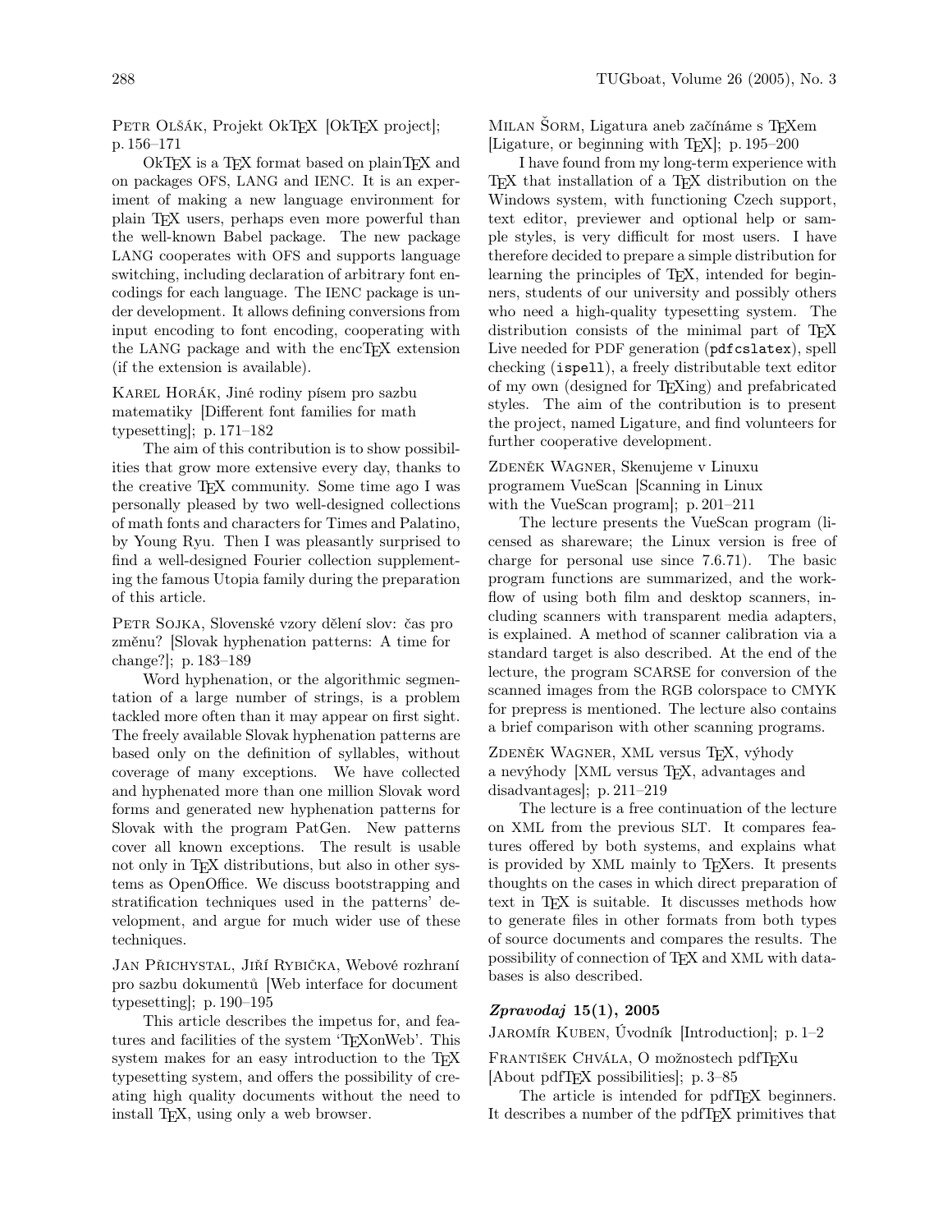PETR OLŠÁK, Projekt OkTEX [OkTEX project]; p. 156–171

OkTEX is a TEX format based on plainTEX and on packages OFS, LANG and IENC. It is an experiment of making a new language environment for plain TEX users, perhaps even more powerful than the well-known Babel package. The new package LANG cooperates with OFS and supports language switching, including declaration of arbitrary font encodings for each language. The IENC package is under development. It allows defining conversions from input encoding to font encoding, cooperating with the LANG package and with the encTEX extension (if the extension is available).

KAREL HORÁK, Jiné rodiny písem pro sazbu matematiky [Different font families for math typesetting]; p. 171–182

The aim of this contribution is to show possibilities that grow more extensive every day, thanks to the creative TEX community. Some time ago I was personally pleased by two well-designed collections of math fonts and characters for Times and Palatino, by Young Ryu. Then I was pleasantly surprised to find a well-designed Fourier collection supplementing the famous Utopia family during the preparation of this article.

PETR SOJKA, Slovenské vzory dělení slov: čas pro změnu? [Slovak hyphenation patterns: A time for change?]; p. 183–189

Word hyphenation, or the algorithmic segmentation of a large number of strings, is a problem tackled more often than it may appear on first sight. The freely available Slovak hyphenation patterns are based only on the definition of syllables, without coverage of many exceptions. We have collected and hyphenated more than one million Slovak word forms and generated new hyphenation patterns for Slovak with the program PatGen. New patterns cover all known exceptions. The result is usable not only in TEX distributions, but also in other systems as OpenOffice. We discuss bootstrapping and stratification techniques used in the patterns' development, and argue for much wider use of these techniques.

JAN PŘICHYSTAL, JIŘÍ RYBIČKA, Webové rozhraní pro sazbu dokumentů [Web interface for document typesetting]; p. 190–195

This article describes the impetus for, and features and facilities of the system 'TEXonWeb'. This system makes for an easy introduction to the TEX typesetting system, and offers the possibility of creating high quality documents without the need to install TEX, using only a web browser.

MILAN ŠORM, Ligatura aneb začínáme s TEXem [Ligature, or beginning with TEX]; p. 195–200

I have found from my long-term experience with TEX that installation of a TEX distribution on the Windows system, with functioning Czech support, text editor, previewer and optional help or sample styles, is very difficult for most users. I have therefore decided to prepare a simple distribution for learning the principles of TEX, intended for beginners, students of our university and possibly others who need a high-quality typesetting system. The distribution consists of the minimal part of TEX Live needed for PDF generation (`pdfcslatex`), spell checking (`ispell`), a freely distributable text editor of my own (designed for TEXing) and prefabricated styles. The aim of the contribution is to present the project, named Ligature, and find volunteers for further cooperative development.

ZDENĚK WAGNER, Skenujeme v Linuxu programem VueScan [Scanning in Linux with the VueScan program]; p. 201–211

The lecture presents the VueScan program (licensed as shareware; the Linux version is free of charge for personal use since 7.6.71). The basic program functions are summarized, and the workflow of using both film and desktop scanners, including scanners with transparent media adapters, is explained. A method of scanner calibration via a standard target is also described. At the end of the lecture, the program SCARSE for conversion of the scanned images from the RGB colorspace to CMYK for prepress is mentioned. The lecture also contains a brief comparison with other scanning programs.

ZDENĚK WAGNER, XML versus TEX, výhody a nevýhody [XML versus TEX, advantages and disadvantages]; p. 211–219

The lecture is a free continuation of the lecture on XML from the previous SLT. It compares features offered by both systems, and explains what is provided by XML mainly to TEXers. It presents thoughts on the cases in which direct preparation of text in TEX is suitable. It discusses methods how to generate files in other formats from both types of source documents and compares the results. The possibility of connection of TEX and XML with databases is also described.

### ***Zpravodaj* 15(1), 2005**

JAROMÍR KUBEN, Úvodník [Introduction]; p. 1–2

FRANTIŠEK CHVÁLA, O možnostech pdfTEXu [About pdfTEX possibilities]; p. 3–85

The article is intended for pdfTEX beginners. It describes a number of the pdfTEX primitives that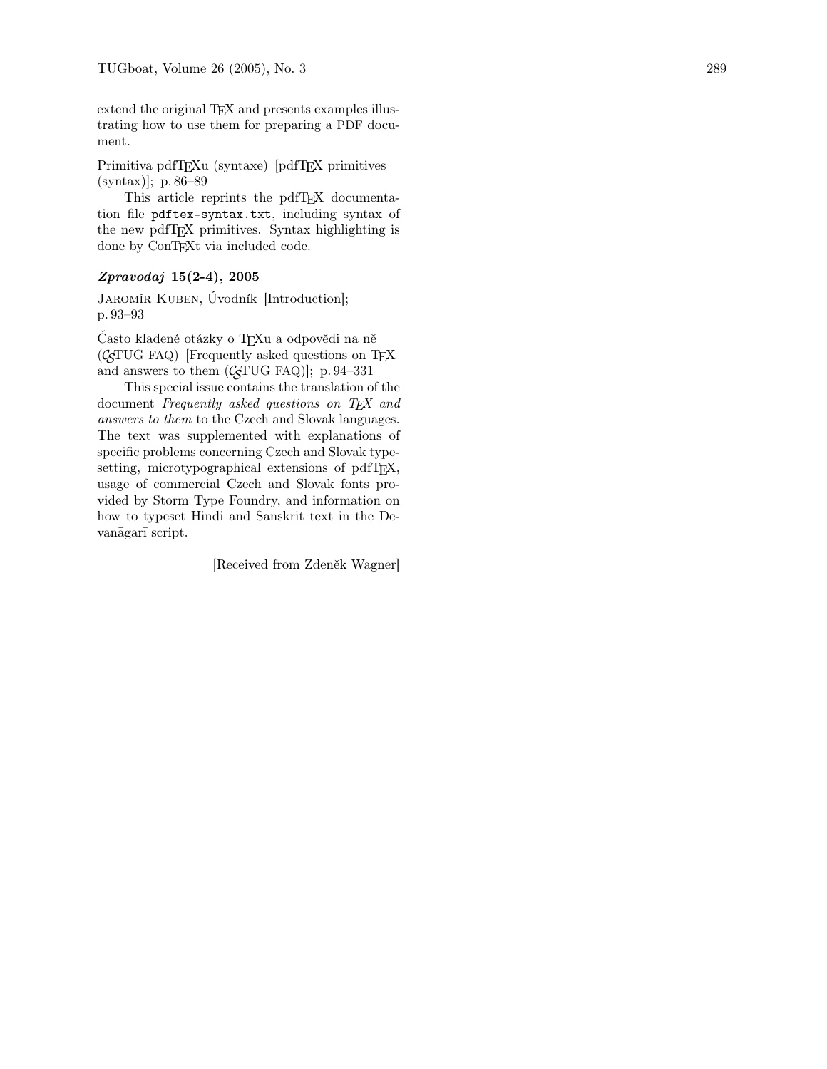extend the original TEX and presents examples illustrating how to use them for preparing a PDF document.

Primitiva pdfTEXu (syntaxe) [pdfTEX primitives (syntax)]; p. 86–89

This article reprints the pdfTEX documentation file `pdftex-syntax.txt`, including syntax of the new pdfTEX primitives. Syntax highlighting is done by ConTEXt via included code.

### *Zpravodaj* 15(2-4), 2005

Jaromír Kuben, Úvodník [Introduction]; p. 93–93

Často kladené otázky o TEXu a odpovědi na ně (CSTUG FAQ) [Frequently asked questions on TEX and answers to them (CSTUG FAQ)]; p. 94–331

This special issue contains the translation of the document *Frequently asked questions on TEX and answers to them* to the Czech and Slovak languages. The text was supplemented with explanations of specific problems concerning Czech and Slovak typesetting, microtypographical extensions of pdfTEX, usage of commercial Czech and Slovak fonts provided by Storm Type Foundry, and information on how to typeset Hindi and Sanskrit text in the Devanāgarī script.

[Received from Zdeněk Wagner]